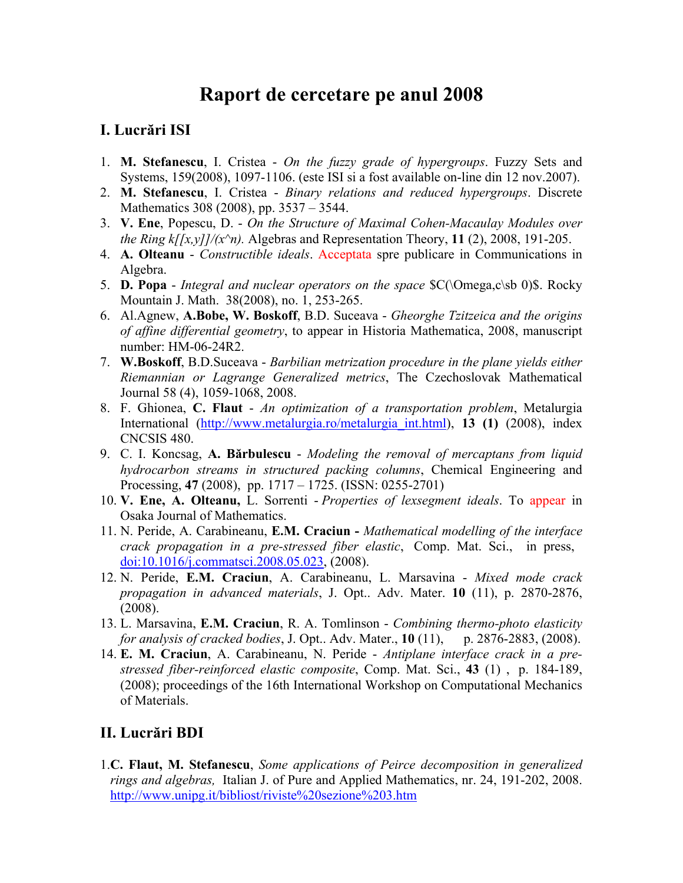# Raport de cercetare pe anul 2008

## I. Lucrări ISI

1. **M. Stefanescu**, I. Cristea - *On the fuzzy grade of hypergroups*. Fuzzy Sets and Systems, 159(2008), 1097-1106. (este ISI si a fost available on-line din 12 nov.2007).
2. **M. Stefanescu**, I. Cristea - *Binary relations and reduced hypergroups*. Discrete Mathematics 308 (2008), pp. 3537 – 3544.
3. **V. Ene**, Popescu, D. - *On the Structure of Maximal Cohen-Macaulay Modules over the Ring k[[x,y]]/(x^n).* Algebras and Representation Theory, **11** (2), 2008, 191-205.
4. **A. Olteanu** - *Constructible ideals*. Acceptata spre publicare in Communications in Algebra.
5. **D. Popa** - *Integral and nuclear operators on the space* $C(\Omega,c\sb 0)$. Rocky Mountain J. Math. 38(2008), no. 1, 253-265.
6. Al.Agnew, **A.Bobe, W. Boskoff**, B.D. Suceava - *Gheorghe Tzitzeica and the origins of affine differential geometry*, to appear in Historia Mathematica, 2008, manuscript number: HM-06-24R2.
7. **W.Boskoff**, B.D.Suceava - *Barbilian metrization procedure in the plane yields either Riemannian or Lagrange Generalized metrics*, The Czechoslovak Mathematical Journal 58 (4), 1059-1068, 2008.
8. F. Ghionea, **C. Flaut** - *An optimization of a transportation problem*, Metalurgia International (http://www.metalurgia.ro/metalurgia_int.html), **13 (1)** (2008), index CNCSIS 480.
9. C. I. Koncsag, **A. Bărbulescu** - *Modeling the removal of mercaptans from liquid hydrocarbon streams in structured packing columns*, Chemical Engineering and Processing, **47** (2008), pp. 1717 – 1725. (ISSN: 0255-2701)
10. **V. Ene, A. Olteanu,** L. Sorrenti - *Properties of lexsegment ideals*. To appear in Osaka Journal of Mathematics.
11. N. Peride, A. Carabineanu, **E.M. Craciun -** *Mathematical modelling of the interface crack propagation in a pre-stressed fiber elastic*, Comp. Mat. Sci., in press, doi:10.1016/j.commatsci.2008.05.023, (2008).
12. N. Peride, **E.M. Craciun**, A. Carabineanu, L. Marsavina - *Mixed mode crack propagation in advanced materials*, J. Opt.. Adv. Mater. **10** (11), p. 2870-2876, (2008).
13. L. Marsavina, **E.M. Craciun**, R. A. Tomlinson - *Combining thermo-photo elasticity for analysis of cracked bodies*, J. Opt.. Adv. Mater., **10** (11), p. 2876-2883, (2008).
14. **E. M. Craciun**, A. Carabineanu, N. Peride - *Antiplane interface crack in a pre-stressed fiber-reinforced elastic composite*, Comp. Mat. Sci., **43** (1) , p. 184-189, (2008); proceedings of the 16th International Workshop on Computational Mechanics of Materials.

## II. Lucrări BDI

1. **C. Flaut, M. Stefanescu**, *Some applications of Peirce decomposition in generalized rings and algebras,* Italian J. of Pure and Applied Mathematics, nr. 24, 191-202, 2008. http://www.unipg.it/bibliost/riviste%20sezione%203.htm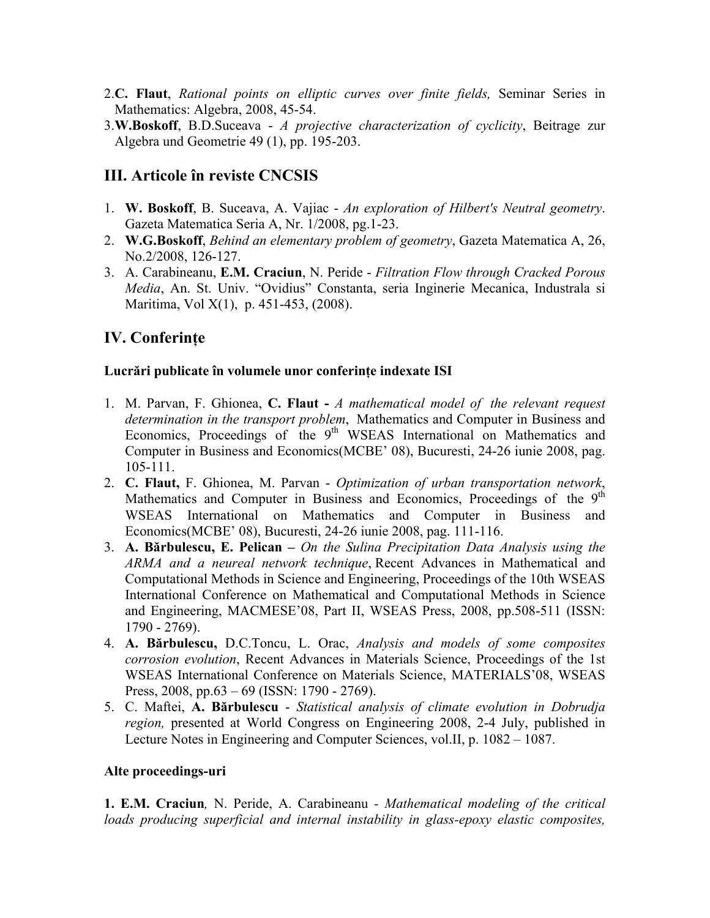2. **C. Flaut**, *Rational points on elliptic curves over finite fields,* Seminar Series in Mathematics: Algebra, 2008, 45-54.
3. **W.Boskoff**, B.D.Suceava - *A projective characterization of cyclicity*, Beitrage zur Algebra und Geometrie 49 (1), pp. 195-203.

## III. Articole în reviste CNCSIS

1. **W. Boskoff**, B. Suceava, A. Vajiac - *An exploration of Hilbert's Neutral geometry*. Gazeta Matematica Seria A, Nr. 1/2008, pg.1-23.
2. **W.G.Boskoff**, *Behind an elementary problem of geometry*, Gazeta Matematica A, 26, No.2/2008, 126-127.
3. A. Carabineanu, **E.M. Craciun**, N. Peride - *Filtration Flow through Cracked Porous Media*, An. St. Univ. "Ovidius" Constanta, seria Inginerie Mecanica, Industrala si Maritima, Vol X(1), p. 451-453, (2008).

## IV. Conferințe

### Lucrări publicate în volumele unor conferințe indexate ISI

1. M. Parvan, F. Ghionea, **C. Flaut -** *A mathematical model of the relevant request determination in the transport problem*, Mathematics and Computer in Business and Economics, Proceedings of the 9th WSEAS International on Mathematics and Computer in Business and Economics(MCBE' 08), Bucuresti, 24-26 iunie 2008, pag. 105-111.
2. **C. Flaut,** F. Ghionea, M. Parvan - *Optimization of urban transportation network*, Mathematics and Computer in Business and Economics, Proceedings of the 9th WSEAS International on Mathematics and Computer in Business and Economics(MCBE' 08), Bucuresti, 24-26 iunie 2008, pag. 111-116.
3. **A. Bărbulescu, E. Pelican –** *On the Sulina Precipitation Data Analysis using the ARMA and a neureal network technique*, Recent Advances in Mathematical and Computational Methods in Science and Engineering, Proceedings of the 10th WSEAS International Conference on Mathematical and Computational Methods in Science and Engineering, MACMESE'08, Part II, WSEAS Press, 2008, pp.508-511 (ISSN: 1790 - 2769).
4. **A. Bărbulescu,** D.C.Toncu, L. Orac, *Analysis and models of some composites corrosion evolution*, Recent Advances in Materials Science, Proceedings of the 1st WSEAS International Conference on Materials Science, MATERIALS'08, WSEAS Press, 2008, pp.63 – 69 (ISSN: 1790 - 2769).
5. C. Maftei, **A. Bărbulescu** - *Statistical analysis of climate evolution in Dobrudja region,* presented at World Congress on Engineering 2008, 2-4 July, published in Lecture Notes in Engineering and Computer Sciences, vol.II, p. 1082 – 1087.

### Alte proceedings-uri

**1. E.M. Craciun***,* N. Peride, A. Carabineanu - *Mathematical modeling of the critical loads producing superficial and internal instability in glass-epoxy elastic composites,*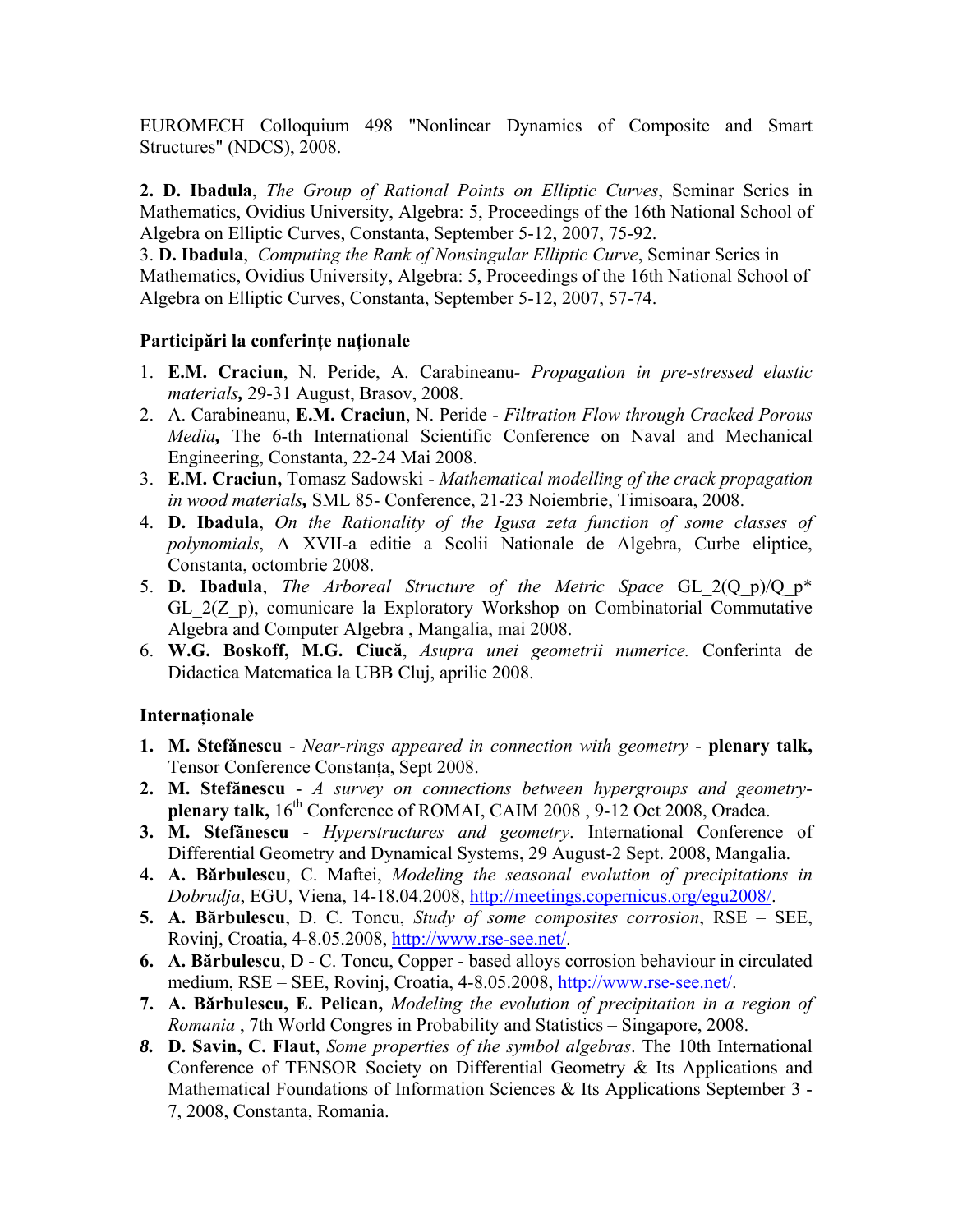EUROMECH Colloquium 498 "Nonlinear Dynamics of Composite and Smart Structures" (NDCS), 2008.

**2. D. Ibadula**, *The Group of Rational Points on Elliptic Curves*, Seminar Series in Mathematics, Ovidius University, Algebra: 5, Proceedings of the 16th National School of Algebra on Elliptic Curves, Constanta, September 5-12, 2007, 75-92.

3. **D. Ibadula**, *Computing the Rank of Nonsingular Elliptic Curve*, Seminar Series in Mathematics, Ovidius University, Algebra: 5, Proceedings of the 16th National School of Algebra on Elliptic Curves, Constanta, September 5-12, 2007, 57-74.

**Participări la conferințe naționale**

1. **E.M. Craciun**, N. Peride, A. Carabineanu- *Propagation in pre-stressed elastic materials,* 29-31 August, Brasov, 2008.
2. A. Carabineanu, **E.M. Craciun**, N. Peride - *Filtration Flow through Cracked Porous Media,* The 6-th International Scientific Conference on Naval and Mechanical Engineering, Constanta, 22-24 Mai 2008.
3. **E.M. Craciun,** Tomasz Sadowski - *Mathematical modelling of the crack propagation in wood materials,* SML 85- Conference, 21-23 Noiembrie, Timisoara, 2008.
4. **D. Ibadula**, *On the Rationality of the Igusa zeta function of some classes of polynomials*, A XVII-a editie a Scolii Nationale de Algebra, Curbe eliptice, Constanta, octombrie 2008.
5. **D. Ibadula**, *The Arboreal Structure of the Metric Space* GL_2(Q_p)/Q_p* GL_2(Z_p), comunicare la Exploratory Workshop on Combinatorial Commutative Algebra and Computer Algebra , Mangalia, mai 2008.
6. **W.G. Boskoff, M.G. Ciucă**, *Asupra unei geometrii numerice.* Conferinta de Didactica Matematica la UBB Cluj, aprilie 2008.

**Internaționale**

1. **M. Stefănescu** - *Near-rings appeared in connection with geometry* - **plenary talk,** Tensor Conference Constanța, Sept 2008.
2. **M. Stefănescu** - *A survey on connections between hypergroups and geometry*- **plenary talk,** 16th Conference of ROMAI, CAIM 2008 , 9-12 Oct 2008, Oradea.
3. **M. Stefănescu** - *Hyperstructures and geometry*. International Conference of Differential Geometry and Dynamical Systems, 29 August-2 Sept. 2008, Mangalia.
4. **A. Bărbulescu**, C. Maftei, *Modeling the seasonal evolution of precipitations in Dobrudja*, EGU, Viena, 14-18.04.2008, http://meetings.copernicus.org/egu2008/.
5. **A. Bărbulescu**, D. C. Toncu, *Study of some composites corrosion*, RSE – SEE, Rovinj, Croatia, 4-8.05.2008, http://www.rse-see.net/.
6. **A. Bărbulescu**, D - C. Toncu, Copper - based alloys corrosion behaviour in circulated medium, RSE – SEE, Rovinj, Croatia, 4-8.05.2008, http://www.rse-see.net/.
7. **A. Bărbulescu, E. Pelican,** *Modeling the evolution of precipitation in a region of Romania* , 7th World Congres in Probability and Statistics – Singapore, 2008.
8. **D. Savin, C. Flaut**, *Some properties of the symbol algebras*. The 10th International Conference of TENSOR Society on Differential Geometry & Its Applications and Mathematical Foundations of Information Sciences & Its Applications September 3 - 7, 2008, Constanta, Romania.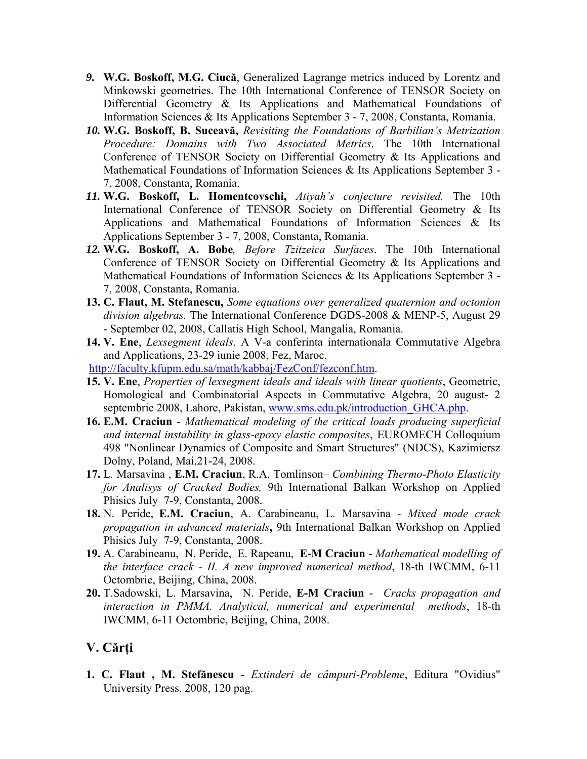9. **W.G. Boskoff, M.G. Ciucă**, Generalized Lagrange metrics induced by Lorentz and Minkowski geometries. The 10th International Conference of TENSOR Society on Differential Geometry & Its Applications and Mathematical Foundations of Information Sciences & Its Applications September 3 - 7, 2008, Constanta, Romania.
10. **W.G. Boskoff, B. Suceavă,** *Revisiting the Foundations of Barbilian's Metrization Procedure: Domains with Two Associated Metrics*. The 10th International Conference of TENSOR Society on Differential Geometry & Its Applications and Mathematical Foundations of Information Sciences & Its Applications September 3 - 7, 2008, Constanta, Romania.
11. **W.G. Boskoff, L. Homentcovschi,** *Atiyah's conjecture revisited.* The 10th International Conference of TENSOR Society on Differential Geometry & Its Applications and Mathematical Foundations of Information Sciences & Its Applications September 3 - 7, 2008, Constanta, Romania.
12. **W.G. Boskoff, A. Bobe***, Before Tzitzeica Surfaces*. The 10th International Conference of TENSOR Society on Differential Geometry & Its Applications and Mathematical Foundations of Information Sciences & Its Applications September 3 - 7, 2008, Constanta, Romania.
13. **C. Flaut, M. Stefanescu,** *Some equations over generalized quaternion and octonion division algebras.* The International Conference DGDS-2008 & MENP-5, August 29 - September 02, 2008, Callatis High School, Mangalia, Romania.
14. **V. Ene**, *Lexsegment ideals*. A V-a conferinta internationala Commutative Algebra and Applications, 23-29 iunie 2008, Fez, Maroc, http://faculty.kfupm.edu.sa/math/kabbaj/FezConf/fezconf.htm.
15. **V. Ene**, *Properties of lexsegment ideals and ideals with linear quotients*, Geometric, Homological and Combinatorial Aspects in Commutative Algebra, 20 august- 2 septembrie 2008, Lahore, Pakistan, www.sms.edu.pk/introduction_GHCA.php.
16. **E.M. Craciun** - *Mathematical modeling of the critical loads producing superficial and internal instability in glass-epoxy elastic composites*, EUROMECH Colloquium 498 "Nonlinear Dynamics of Composite and Smart Structures" (NDCS), Kazimiersz Dolny, Poland, Mai,21-24, 2008.
17. L. Marsavina , **E.M. Craciun**, R.A. Tomlinson– *Combining Thermo-Photo Elasticity for Analisys of Cracked Bodies,* 9th International Balkan Workshop on Applied Phisics July 7-9, Constanta, 2008.
18. N. Peride, **E.M. Craciun**, A. Carabineanu, L. Marsavina - *Mixed mode crack propagation in advanced materials***,** 9th International Balkan Workshop on Applied Phisics July 7-9, Constanta, 2008.
19. A. Carabineanu, N. Peride, E. Rapeanu, **E-M Craciun** - *Mathematical modelling of the interface crack - II. A new improved numerical method*, 18-th IWCMM, 6-11 Octombrie, Beijing, China, 2008.
20. T.Sadowski, L. Marsavina, N. Peride, **E-M Craciun** - *Cracks propagation and interaction in PMMA. Analytical, numerical and experimental methods*, 18-th IWCMM, 6-11 Octombrie, Beijing, China, 2008.

## V. Cărți

1. **C. Flaut , M. Stefănescu** - *Extinderi de câmpuri-Probleme*, Editura "Ovidius" University Press, 2008, 120 pag.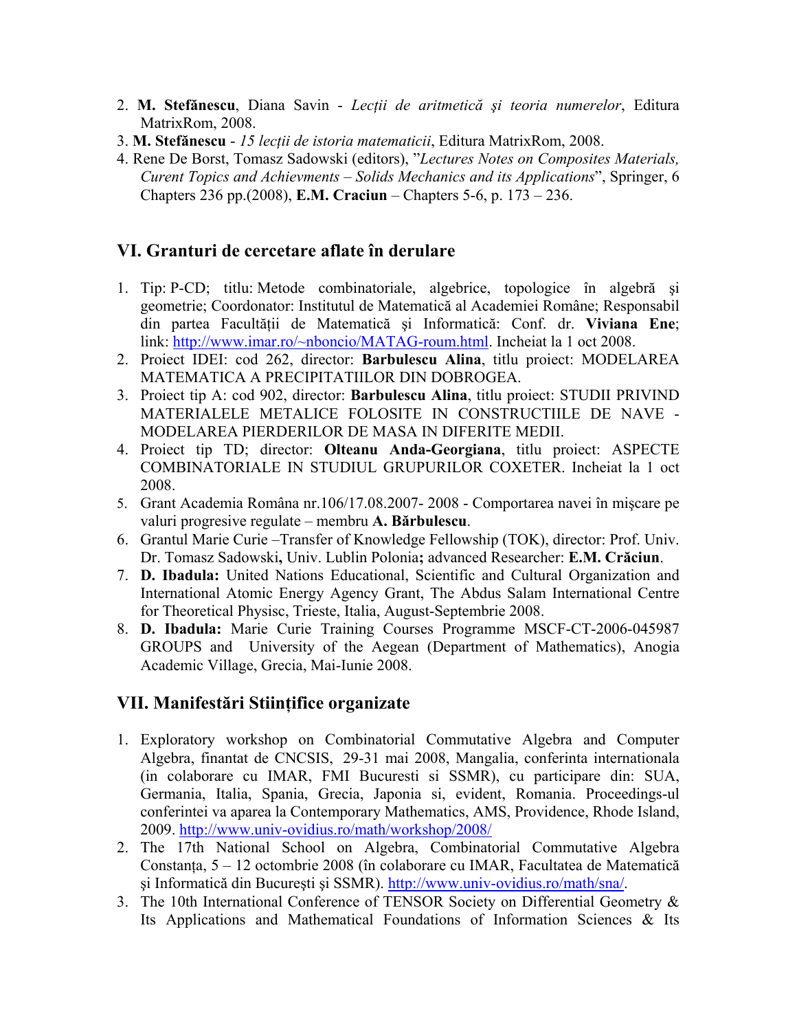2. **M. Stefănescu**, Diana Savin - *Lecții de aritmetică şi teoria numerelor*, Editura MatrixRom, 2008.
3. **M. Stefănescu** - *15 lecții de istoria matematicii*, Editura MatrixRom, 2008.
4. Rene De Borst, Tomasz Sadowski (editors), "*Lectures Notes on Composites Materials, Curent Topics and Achievments – Solids Mechanics and its Applications*", Springer, 6 Chapters 236 pp.(2008), **E.M. Craciun** – Chapters 5-6, p. 173 – 236.

## VI. Granturi de cercetare aflate în derulare

1. Tip: P-CD; titlu: Metode combinatoriale, algebrice, topologice în algebră şi geometrie; Coordonator: Institutul de Matematică al Academiei Române; Responsabil din partea Facultății de Matematică şi Informatică: Conf. dr. **Viviana Ene**; link: http://www.imar.ro/~nboncio/MATAG-roum.html. Incheiat la 1 oct 2008.
2. Proiect IDEI: cod 262, director: **Barbulescu Alina**, titlu proiect: MODELAREA MATEMATICA A PRECIPITATIILOR DIN DOBROGEA.
3. Proiect tip A: cod 902, director: **Barbulescu Alina**, titlu proiect: STUDII PRIVIND MATERIALELE METALICE FOLOSITE IN CONSTRUCTIILE DE NAVE - MODELAREA PIERDERILOR DE MASA IN DIFERITE MEDII.
4. Proiect tip TD; director: **Olteanu Anda-Georgiana**, titlu proiect: ASPECTE COMBINATORIALE IN STUDIUL GRUPURILOR COXETER. Incheiat la 1 oct 2008.
5. Grant Academia Româna nr.106/17.08.2007- 2008 - Comportarea navei în mişcare pe valuri progresive regulate – membru **A. Bărbulescu**.
6. Grantul Marie Curie –Transfer of Knowledge Fellowship (TOK), director: Prof. Univ. Dr. Tomasz Sadowski**,** Univ. Lublin Polonia**;** advanced Researcher: **E.M. Crăciun**.
7. **D. Ibadula:** United Nations Educational, Scientific and Cultural Organization and International Atomic Energy Agency Grant, The Abdus Salam International Centre for Theoretical Physisc, Trieste, Italia, August-Septembrie 2008.
8. **D. Ibadula:** Marie Curie Training Courses Programme MSCF-CT-2006-045987 GROUPS and University of the Aegean (Department of Mathematics), Anogia Academic Village, Grecia, Mai-Iunie 2008.

## VII. Manifestări Stiințifice organizate

1. Exploratory workshop on Combinatorial Commutative Algebra and Computer Algebra, finantat de CNCSIS, 29-31 mai 2008, Mangalia, conferinta internationala (in colaborare cu IMAR, FMI Bucuresti si SSMR), cu participare din: SUA, Germania, Italia, Spania, Grecia, Japonia si, evident, Romania. Proceedings-ul conferintei va aparea la Contemporary Mathematics, AMS, Providence, Rhode Island, 2009. http://www.univ-ovidius.ro/math/workshop/2008/
2. The 17th National School on Algebra, Combinatorial Commutative Algebra Constanța, 5 – 12 octombrie 2008 (în colaborare cu IMAR, Facultatea de Matematică şi Informatică din Bucureşti şi SSMR). http://www.univ-ovidius.ro/math/sna/.
3. The 10th International Conference of TENSOR Society on Differential Geometry & Its Applications and Mathematical Foundations of Information Sciences & Its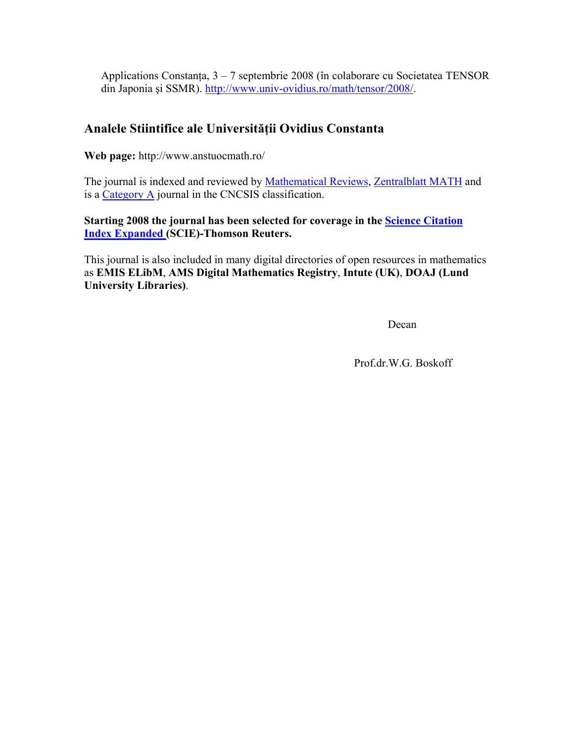Applications Constanța, 3 – 7 septembrie 2008 (în colaborare cu Societatea TENSOR din Japonia şi SSMR). http://www.univ-ovidius.ro/math/tensor/2008/.

## Analele Stiintifice ale Universității Ovidius Constanta

**Web page:** http://www.anstuocmath.ro/

The journal is indexed and reviewed by Mathematical Reviews, Zentralblatt MATH and is a Category A journal in the CNCSIS classification.

**Starting 2008 the journal has been selected for coverage in the Science Citation Index Expanded (SCIE)-Thomson Reuters.**

This journal is also included in many digital directories of open resources in mathematics as **EMIS ELibM**, **AMS Digital Mathematics Registry**, **Intute (UK)**, **DOAJ (Lund University Libraries)**.

Decan

Prof.dr.W.G. Boskoff